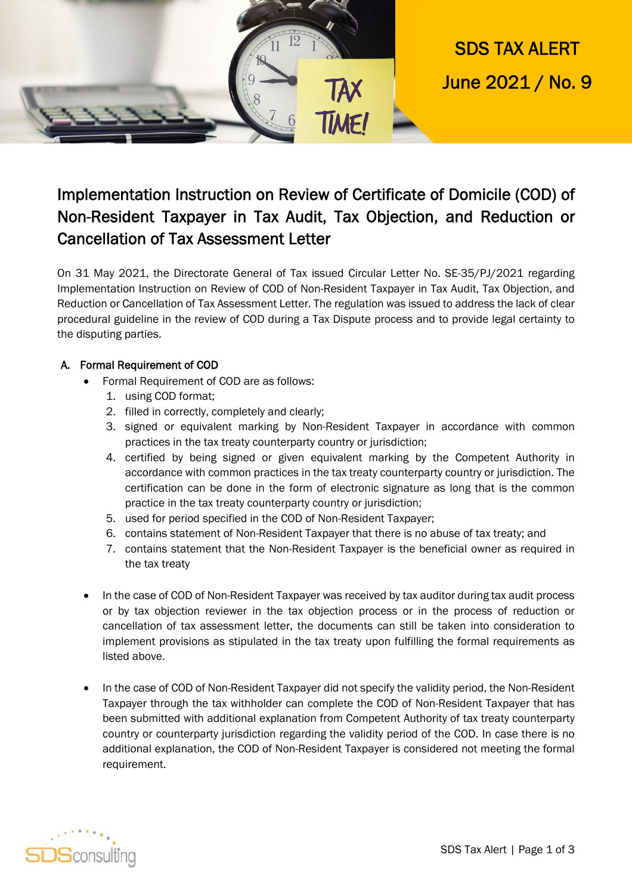# SDS TAX ALERT

June 2021 / No. 9

## Implementation Instruction on Review of Certificate of Domicile (COD) of Non-Resident Taxpayer in Tax Audit, Tax Objection, and Reduction or Cancellation of Tax Assessment Letter

On 31 May 2021, the Directorate General of Tax issued Circular Letter No. SE-35/PJ/2021 regarding Implementation Instruction on Review of COD of Non-Resident Taxpayer in Tax Audit, Tax Objection, and Reduction or Cancellation of Tax Assessment Letter. The regulation was issued to address the lack of clear procedural guideline in the review of COD during a Tax Dispute process and to provide legal certainty to the disputing parties.

### A. Formal Requirement of COD

- Formal Requirement of COD are as follows:
  1. using COD format;
  2. filled in correctly, completely and clearly;
  3. signed or equivalent marking by Non-Resident Taxpayer in accordance with common practices in the tax treaty counterparty country or jurisdiction;
  4. certified by being signed or given equivalent marking by the Competent Authority in accordance with common practices in the tax treaty counterparty country or jurisdiction. The certification can be done in the form of electronic signature as long that is the common practice in the tax treaty counterparty country or jurisdiction;
  5. used for period specified in the COD of Non-Resident Taxpayer;
  6. contains statement of Non-Resident Taxpayer that there is no abuse of tax treaty; and
  7. contains statement that the Non-Resident Taxpayer is the beneficial owner as required in the tax treaty

- In the case of COD of Non-Resident Taxpayer was received by tax auditor during tax audit process or by tax objection reviewer in the tax objection process or in the process of reduction or cancellation of tax assessment letter, the documents can still be taken into consideration to implement provisions as stipulated in the tax treaty upon fulfilling the formal requirements as listed above.

- In the case of COD of Non-Resident Taxpayer did not specify the validity period, the Non-Resident Taxpayer through the tax withholder can complete the COD of Non-Resident Taxpayer that has been submitted with additional explanation from Competent Authority of tax treaty counterparty country or counterparty jurisdiction regarding the validity period of the COD. In case there is no additional explanation, the COD of Non-Resident Taxpayer is considered not meeting the formal requirement.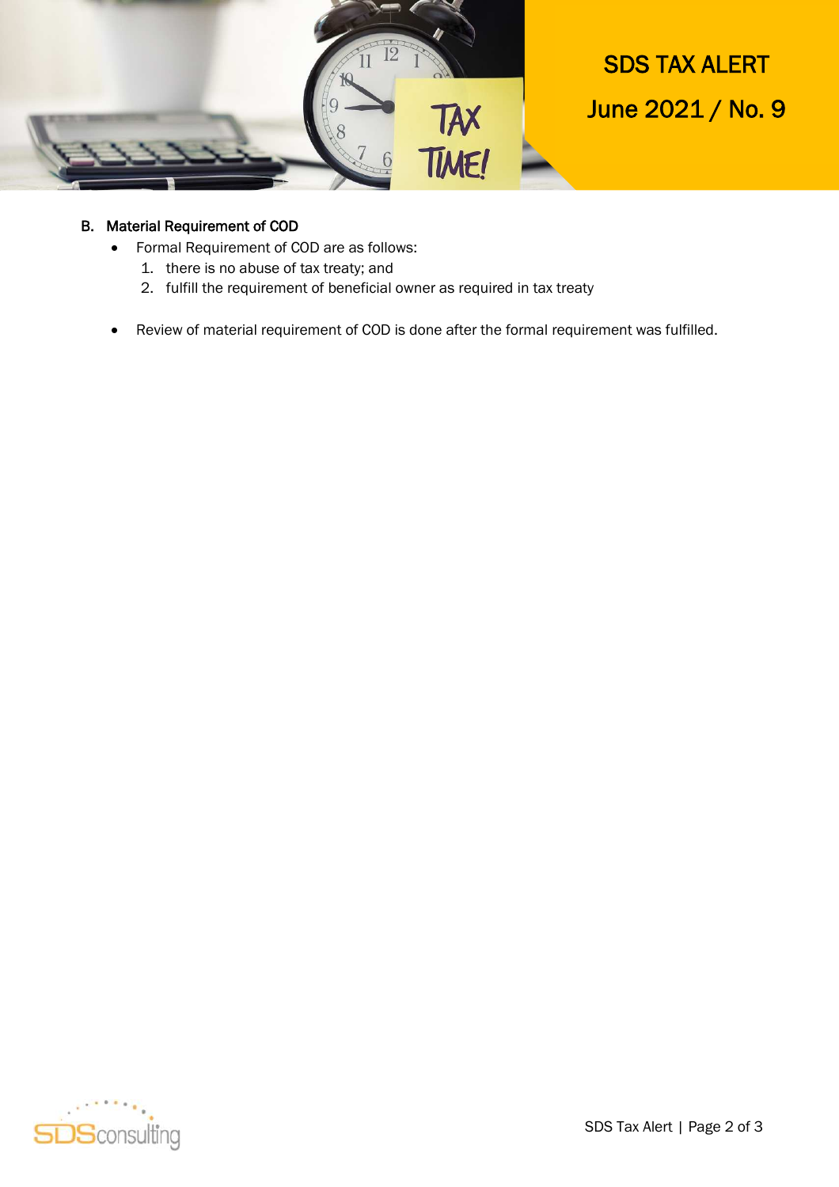### B. Material Requirement of COD

- Formal Requirement of COD are as follows:
  1. there is no abuse of tax treaty; and
  2. fulfill the requirement of beneficial owner as required in tax treaty

- Review of material requirement of COD is done after the formal requirement was fulfilled.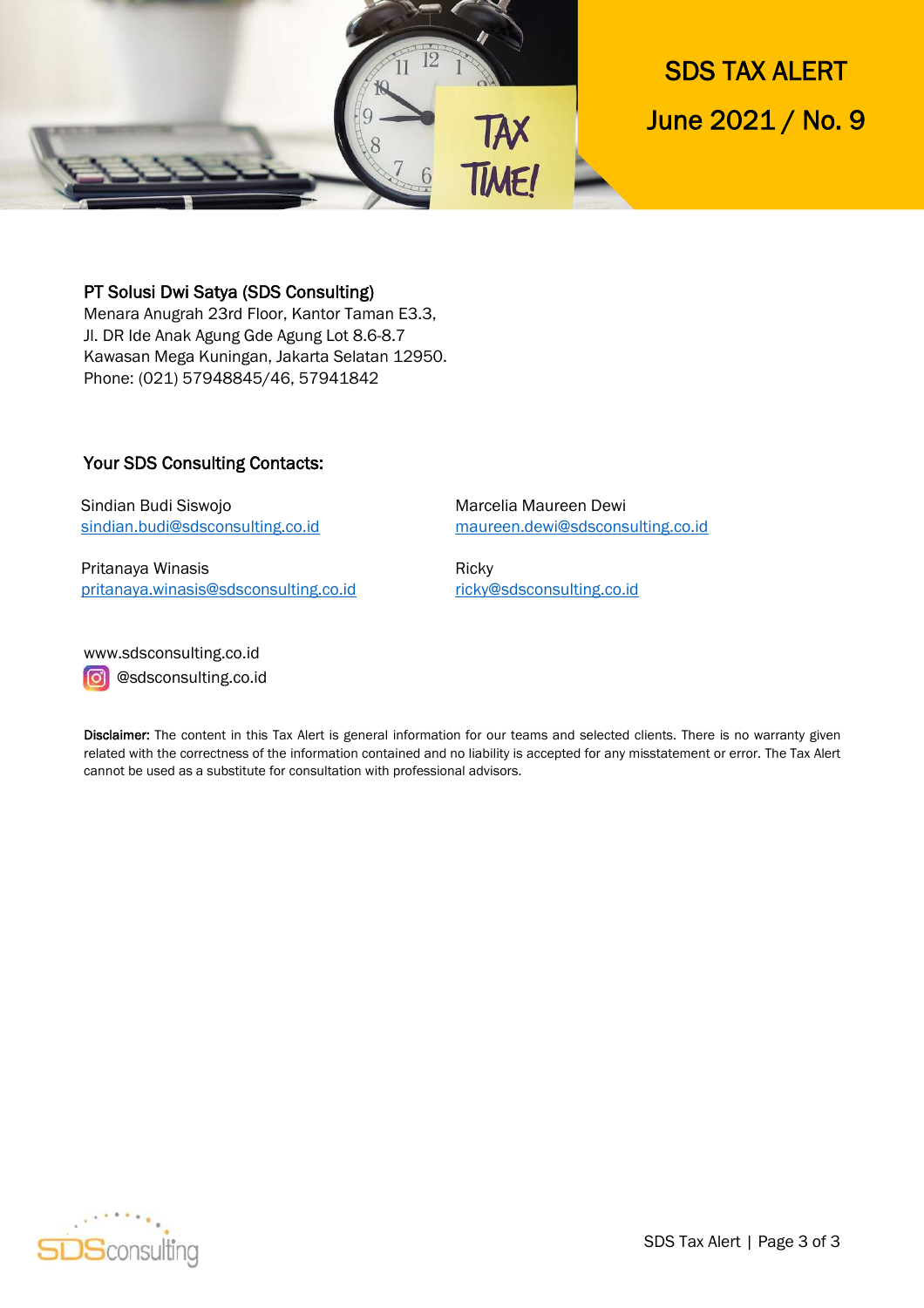**PT Solusi Dwi Satya (SDS Consulting)**
Menara Anugrah 23rd Floor, Kantor Taman E3.3,
Jl. DR Ide Anak Agung Gde Agung Lot 8.6-8.7
Kawasan Mega Kuningan, Jakarta Selatan 12950.
Phone: (021) 57948845/46, 57941842

**Your SDS Consulting Contacts:**

Sindian Budi Siswojo
sindian.budi@sdsconsulting.co.id

Pritanaya Winasis
pritanaya.winasis@sdsconsulting.co.id

Marcelia Maureen Dewi
maureen.dewi@sdsconsulting.co.id

Ricky
ricky@sdsconsulting.co.id

www.sdsconsulting.co.id
@sdsconsulting.co.id

**Disclaimer:** The content in this Tax Alert is general information for our teams and selected clients. There is no warranty given related with the correctness of the information contained and no liability is accepted for any misstatement or error. The Tax Alert cannot be used as a substitute for consultation with professional advisors.